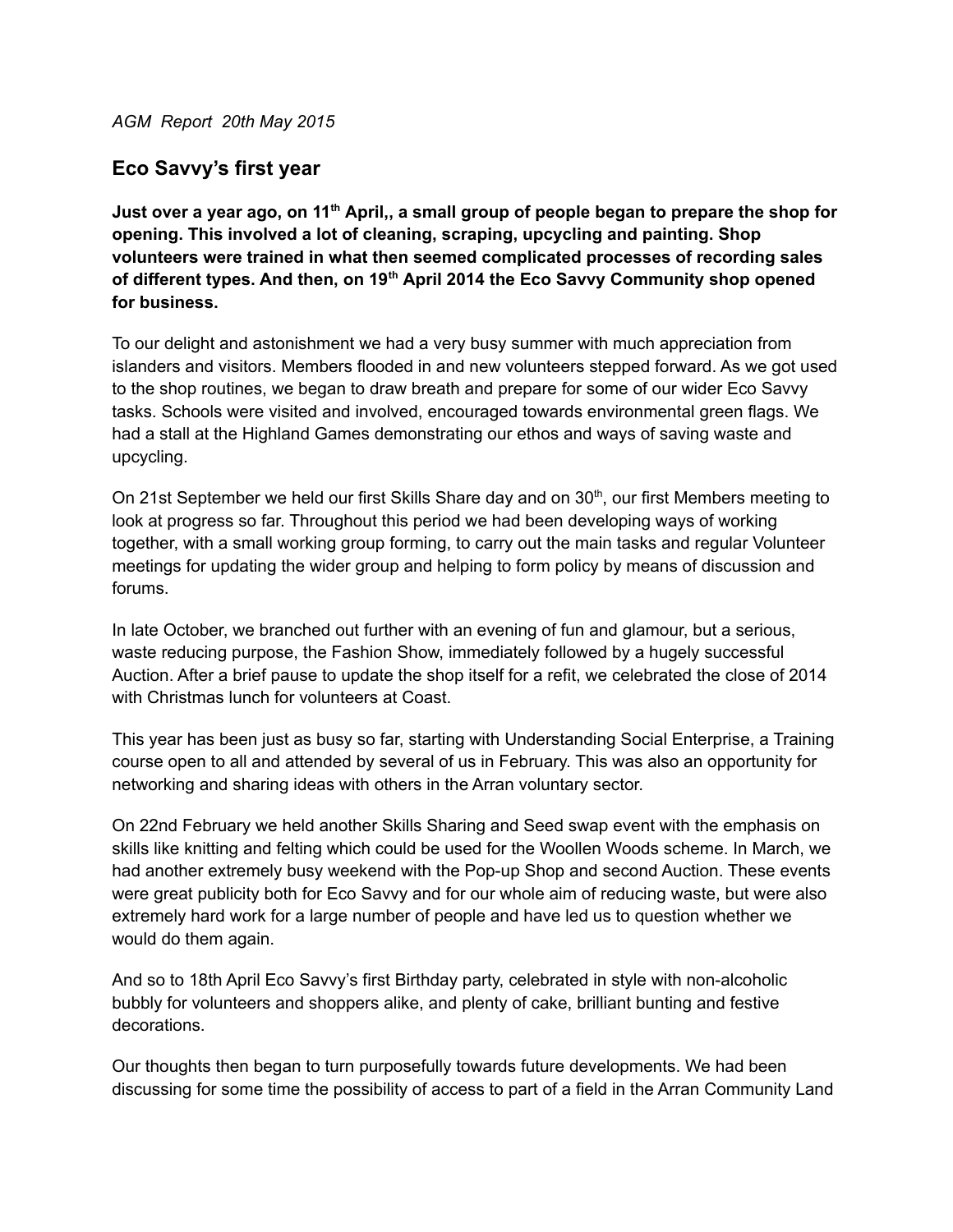*AGM Report 20th May 2015*

## Eco Savvy's first year

**Just over a year ago, on 11th April,, a small group of people began to prepare the shop for opening. This involved a lot of cleaning, scraping, upcycling and painting. Shop volunteers were trained in what then seemed complicated processes of recording sales of different types. And then, on 19th April 2014 the Eco Savvy Community shop opened for business.**

To our delight and astonishment we had a very busy summer with much appreciation from islanders and visitors. Members flooded in and new volunteers stepped forward. As we got used to the shop routines, we began to draw breath and prepare for some of our wider Eco Savvy tasks. Schools were visited and involved, encouraged towards environmental green flags. We had a stall at the Highland Games demonstrating our ethos and ways of saving waste and upcycling.

On 21st September we held our first Skills Share day and on 30th, our first Members meeting to look at progress so far. Throughout this period we had been developing ways of working together, with a small working group forming, to carry out the main tasks and regular Volunteer meetings for updating the wider group and helping to form policy by means of discussion and forums.

In late October, we branched out further with an evening of fun and glamour, but a serious, waste reducing purpose, the Fashion Show, immediately followed by a hugely successful Auction. After a brief pause to update the shop itself for a refit, we celebrated the close of 2014 with Christmas lunch for volunteers at Coast.

This year has been just as busy so far, starting with Understanding Social Enterprise, a Training course open to all and attended by several of us in February. This was also an opportunity for networking and sharing ideas with others in the Arran voluntary sector.

On 22nd February we held another Skills Sharing and Seed swap event with the emphasis on skills like knitting and felting which could be used for the Woollen Woods scheme. In March, we had another extremely busy weekend with the Pop-up Shop and second Auction. These events were great publicity both for Eco Savvy and for our whole aim of reducing waste, but were also extremely hard work for a large number of people and have led us to question whether we would do them again.

And so to 18th April Eco Savvy's first Birthday party, celebrated in style with non-alcoholic bubbly for volunteers and shoppers alike, and plenty of cake, brilliant bunting and festive decorations.

Our thoughts then began to turn purposefully towards future developments. We had been discussing for some time the possibility of access to part of a field in the Arran Community Land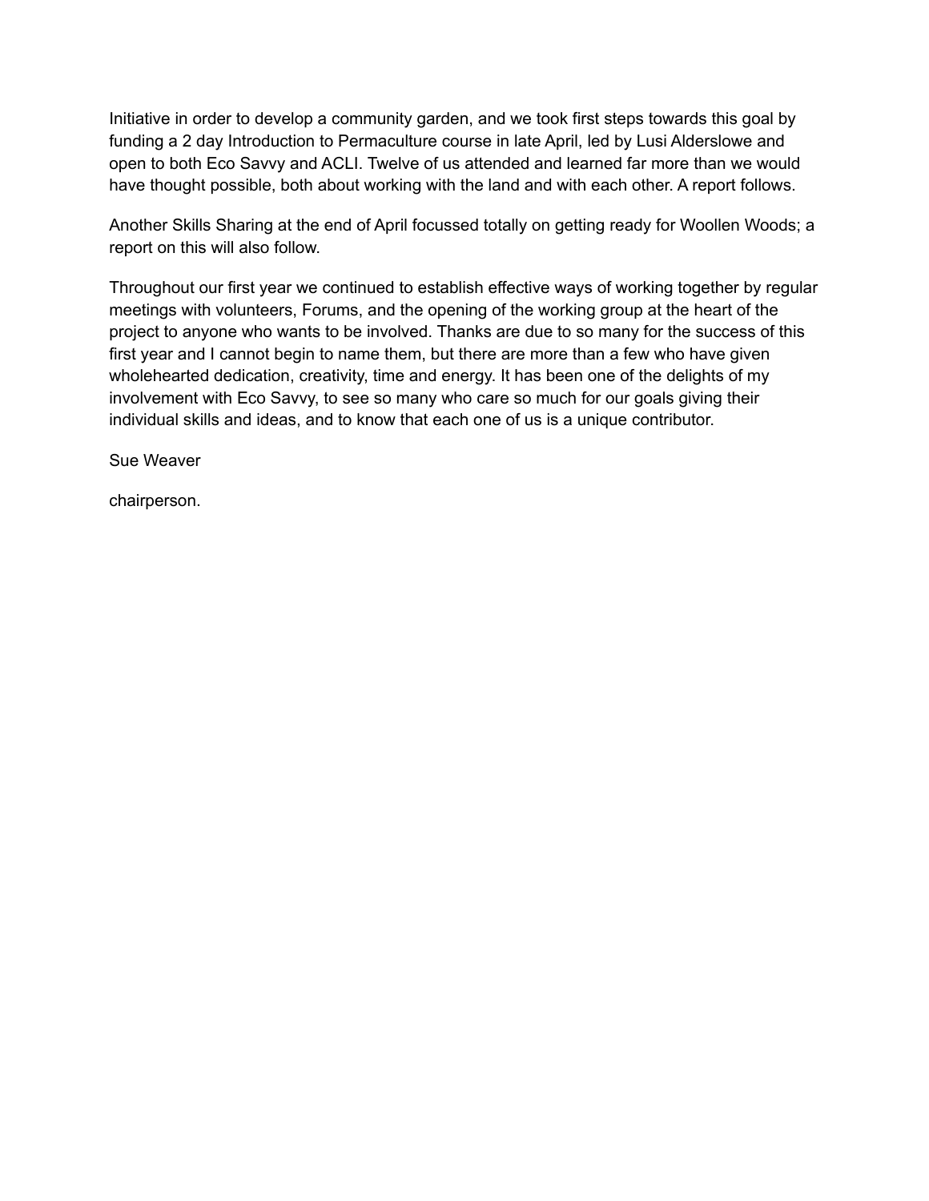Initiative in order to develop a community garden, and we took first steps towards this goal by funding a 2 day Introduction to Permaculture course in late April, led by Lusi Alderslowe and open to both Eco Savvy and ACLI. Twelve of us attended and learned far more than we would have thought possible, both about working with the land and with each other. A report follows.

Another Skills Sharing at the end of April focussed totally on getting ready for Woollen Woods; a report on this will also follow.

Throughout our first year we continued to establish effective ways of working together by regular meetings with volunteers, Forums, and the opening of the working group at the heart of the project to anyone who wants to be involved. Thanks are due to so many for the success of this first year and I cannot begin to name them, but there are more than a few who have given wholehearted dedication, creativity, time and energy. It has been one of the delights of my involvement with Eco Savvy, to see so many who care so much for our goals giving their individual skills and ideas, and to know that each one of us is a unique contributor.

Sue Weaver

chairperson.